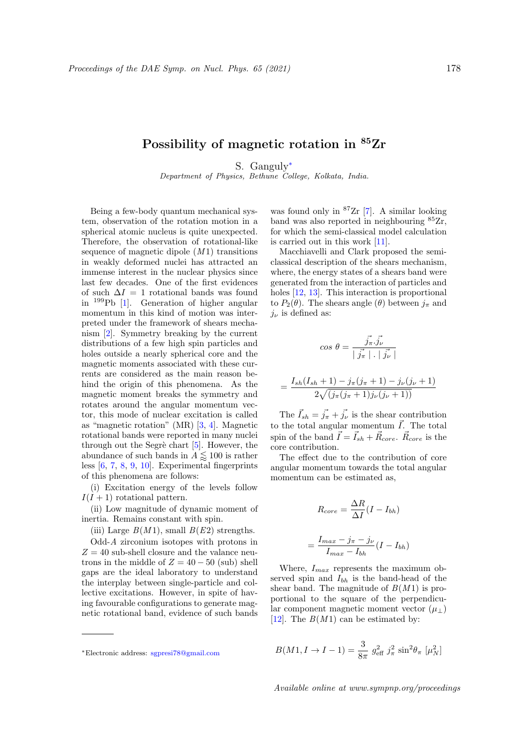# Possibility of magnetic rotation in $^{85}$Zr

S. Ganguly*

*Department of Physics, Bethune College, Kolkata, India.*

Being a few-body quantum mechanical system, observation of the rotation motion in a spherical atomic nucleus is quite unexpected. Therefore, the observation of rotational-like sequence of magnetic dipole ($M1$) transitions in weakly deformed nuclei has attracted an immense interest in the nuclear physics since last few decades. One of the first evidences of such $\Delta I = 1$ rotational bands was found in $^{199}$Pb [1]. Generation of higher angular momentum in this kind of motion was interpreted under the framework of shears mechanism [2]. Symmetry breaking by the current distributions of a few high spin particles and holes outside a nearly spherical core and the magnetic moments associated with these currents are considered as the main reason behind the origin of this phenomena. As the magnetic moment breaks the symmetry and rotates around the angular momentum vector, this mode of nuclear excitation is called as "magnetic rotation" (MR) [3, 4]. Magnetic rotational bands were reported in many nuclei through out the Segrè chart [5]. However, the abundance of such bands in $A \lessapprox 100$ is rather less [6, 7, 8, 9, 10]. Experimental fingerprints of this phenomena are follows:

(i) Excitation energy of the levels follow $I(I+1)$ rotational pattern.

(ii) Low magnitude of dynamic moment of inertia. Remains constant with spin.

(iii) Large $B(M1)$, small $B(E2)$ strengths.

Odd-$A$ zirconium isotopes with protons in $Z = 40$ sub-shell closure and the valance neutrons in the middle of $Z = 40 - 50$ (sub) shell gaps are the ideal laboratory to understand the interplay between single-particle and collective excitations. However, in spite of having favourable configurations to generate magnetic rotational band, evidence of such bands was found only in $^{87}$Zr [7]. A similar looking band was also reported in neighbouring $^{85}$Zr, for which the semi-classical model calculation is carried out in this work [11].

Macchiavelli and Clark proposed the semi-classical description of the shears mechanism, where, the energy states of a shears band were generated from the interaction of particles and holes [12, 13]. This interaction is proportional to $P_2(\theta)$. The shears angle ($\theta$) between $j_\pi$ and $j_\nu$ is defined as:

$$cos\ \theta = \frac{\vec{j_\pi}.\vec{j_\nu}}{\mid \vec{j_\pi} \mid . \mid \vec{j_\nu} \mid}$$

$$= \frac{I_{sh}(I_{sh}+1) - j_\pi(j_\pi+1) - j_\nu(j_\nu+1)}{2\sqrt{(j_\pi(j_\pi+1)j_\nu(j_\nu+1))}}$$

The $\vec{I}_{sh} = \vec{j_\pi} + \vec{j_\nu}$ is the shear contribution to the total angular momentum $\vec{I}$. The total spin of the band $\vec{I} = \vec{I}_{sh} + \vec{R}_{core}$. $\vec{R}_{core}$ is the core contribution.

The effect due to the contribution of core angular momentum towards the total angular momentum can be estimated as,

$$R_{core} = \frac{\Delta R}{\Delta I}(I - I_{bh})$$

$$= \frac{I_{max} - j_\pi - j_\nu}{I_{max} - I_{bh}}(I - I_{bh})$$

Where, $I_{max}$ represents the maximum observed spin and $I_{bh}$ is the band-head of the shear band. The magnitude of $B(M1)$ is proportional to the square of the perpendicular component magnetic moment vector ($\mu_\perp$) [12]. The $B(M1)$ can be estimated by:

$$B(M1, I \to I-1) = \frac{3}{8\pi}\ g_{\text{eff}}^2\ j_\pi^2\ \sin^2\theta_\pi\ [\mu_N^2]$$

*Electronic address: sgpresi78@gmail.com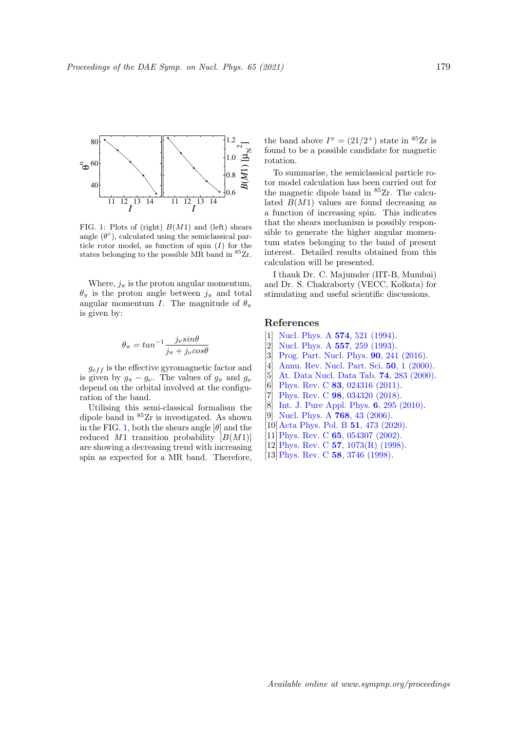80
60
40
$\theta^{\circ}$
11 12 13 14
$I$

1.2
1.0
0.8
0.6
$B(M1)$ [$\mu_N^2$]
11 12 13 14
$I$

FIG. 1: Plots of (right) $B(M1)$ and (left) shears angle ($\theta^{\circ}$), calculated using the semiclassical particle rotor model, as function of spin ($I$) for the states belonging to the possible MR band in $^{85}$Zr.

Where, $j_\pi$ is the proton angular momentum, $\theta_\pi$ is the proton angle between $j_\pi$ and total angular momentum $I$. The magnitude of $\theta_\pi$ is given by:

$$\theta_\pi = tan^{-1}\frac{j_\nu sin\theta}{j_\pi + j_\nu cos\theta}$$

$g_{eff}$ is the effective gyromagnetic factor and is given by $g_\pi - g_\nu$. The values of $g_\pi$ and $g_\nu$ depend on the orbital involved at the configuration of the band.

Utilising this semi-classical formalism the dipole band in $^{85}$Zr is investigated. As shown in the FIG. 1, both the shears angle [$\theta$] and the reduced $M1$ transition probability [$B(M1)$] are showing a decreasing trend with increasing spin as expected for a MR band. Therefore, the band above $I^\pi = (21/2^+)$ state in $^{85}$Zr is found to be a possible candidate for magnetic rotation.

To summarise, the semiclassical particle rotor model calculation has been carried out for the magnetic dipole band in $^{85}$Zr. The calculated $B(M1)$ values are found decreasing as a function of increasing spin. This indicates that the shears mechanism is possibly responsible to generate the higher angular momentum states belonging to the band of present interest. Detailed results obtained from this calculation will be presented.

I thank Dr. C. Majumder (IIT-B, Mumbai) and Dr. S. Chakraborty (VECC, Kolkata) for stimulating and useful scientific discussions.

## References

[1] Nucl. Phys. A **574**, 521 (1994).
[2] Nucl. Phys. A **557**, 259 (1993).
[3] Prog. Part. Nucl. Phys. **90**, 241 (2016).
[4] Annu. Rev. Nucl. Part. Sci. **50**, 1 (2000).
[5] At. Data Nucl. Data Tab. **74**, 283 (2000).
[6] Phys. Rev. C **83**, 024316 (2011).
[7] Phys. Rev. C **98**, 034320 (2018).
[8] Int. J. Pure Appl. Phys. **6**, 295 (2010).
[9] Nucl. Phys. A **768**, 43 (2006).
[10] Acta Phys. Pol. B **51**, 473 (2020).
[11] Phys. Rev. C **65**, 054307 (2002).
[12] Phys. Rev. C **57**, 1073(R) (1998).
[13] Phys. Rev. C **58**, 3746 (1998).